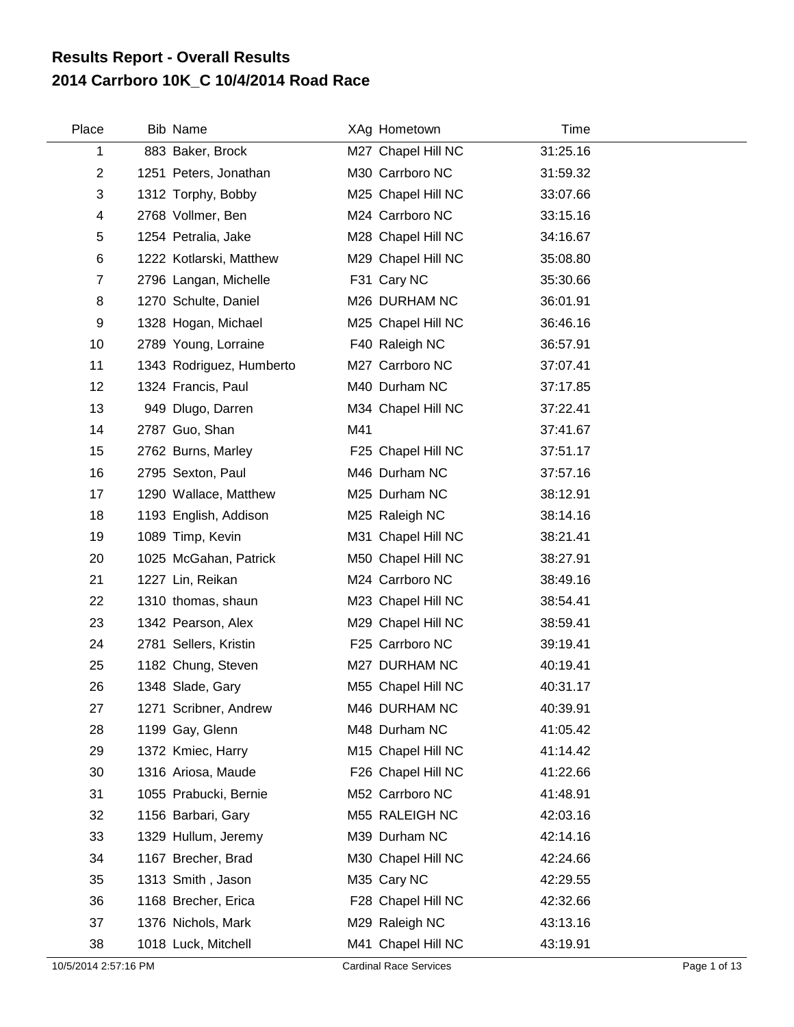# Results Report - Overall Results
## 2014 Carrboro 10K_C 10/4/2014 Road Race

| Place | Bib | Name | XAg | Hometown | Time |
|---|---|---|---|---|---|
| 1 | 883 | Baker, Brock | M27 | Chapel Hill NC | 31:25.16 |
| 2 | 1251 | Peters, Jonathan | M30 | Carrboro NC | 31:59.32 |
| 3 | 1312 | Torphy, Bobby | M25 | Chapel Hill NC | 33:07.66 |
| 4 | 2768 | Vollmer, Ben | M24 | Carrboro NC | 33:15.16 |
| 5 | 1254 | Petralia, Jake | M28 | Chapel Hill NC | 34:16.67 |
| 6 | 1222 | Kotlarski, Matthew | M29 | Chapel Hill NC | 35:08.80 |
| 7 | 2796 | Langan, Michelle | F31 | Cary NC | 35:30.66 |
| 8 | 1270 | Schulte, Daniel | M26 | DURHAM NC | 36:01.91 |
| 9 | 1328 | Hogan, Michael | M25 | Chapel Hill NC | 36:46.16 |
| 10 | 2789 | Young, Lorraine | F40 | Raleigh NC | 36:57.91 |
| 11 | 1343 | Rodriguez, Humberto | M27 | Carrboro NC | 37:07.41 |
| 12 | 1324 | Francis, Paul | M40 | Durham NC | 37:17.85 |
| 13 | 949 | Dlugo, Darren | M34 | Chapel Hill NC | 37:22.41 |
| 14 | 2787 | Guo, Shan | M41 | | 37:41.67 |
| 15 | 2762 | Burns, Marley | F25 | Chapel Hill NC | 37:51.17 |
| 16 | 2795 | Sexton, Paul | M46 | Durham NC | 37:57.16 |
| 17 | 1290 | Wallace, Matthew | M25 | Durham NC | 38:12.91 |
| 18 | 1193 | English, Addison | M25 | Raleigh NC | 38:14.16 |
| 19 | 1089 | Timp, Kevin | M31 | Chapel Hill NC | 38:21.41 |
| 20 | 1025 | McGahan, Patrick | M50 | Chapel Hill NC | 38:27.91 |
| 21 | 1227 | Lin, Reikan | M24 | Carrboro NC | 38:49.16 |
| 22 | 1310 | thomas, shaun | M23 | Chapel Hill NC | 38:54.41 |
| 23 | 1342 | Pearson, Alex | M29 | Chapel Hill NC | 38:59.41 |
| 24 | 2781 | Sellers, Kristin | F25 | Carrboro NC | 39:19.41 |
| 25 | 1182 | Chung, Steven | M27 | DURHAM NC | 40:19.41 |
| 26 | 1348 | Slade, Gary | M55 | Chapel Hill NC | 40:31.17 |
| 27 | 1271 | Scribner, Andrew | M46 | DURHAM NC | 40:39.91 |
| 28 | 1199 | Gay, Glenn | M48 | Durham NC | 41:05.42 |
| 29 | 1372 | Kmiec, Harry | M15 | Chapel Hill NC | 41:14.42 |
| 30 | 1316 | Ariosa, Maude | F26 | Chapel Hill NC | 41:22.66 |
| 31 | 1055 | Prabucki, Bernie | M52 | Carrboro NC | 41:48.91 |
| 32 | 1156 | Barbari, Gary | M55 | RALEIGH NC | 42:03.16 |
| 33 | 1329 | Hullum, Jeremy | M39 | Durham NC | 42:14.16 |
| 34 | 1167 | Brecher, Brad | M30 | Chapel Hill NC | 42:24.66 |
| 35 | 1313 | Smith , Jason | M35 | Cary NC | 42:29.55 |
| 36 | 1168 | Brecher, Erica | F28 | Chapel Hill NC | 42:32.66 |
| 37 | 1376 | Nichols, Mark | M29 | Raleigh NC | 43:13.16 |
| 38 | 1018 | Luck, Mitchell | M41 | Chapel Hill NC | 43:19.91 |

10/5/2014 2:57:16 PM — Cardinal Race Services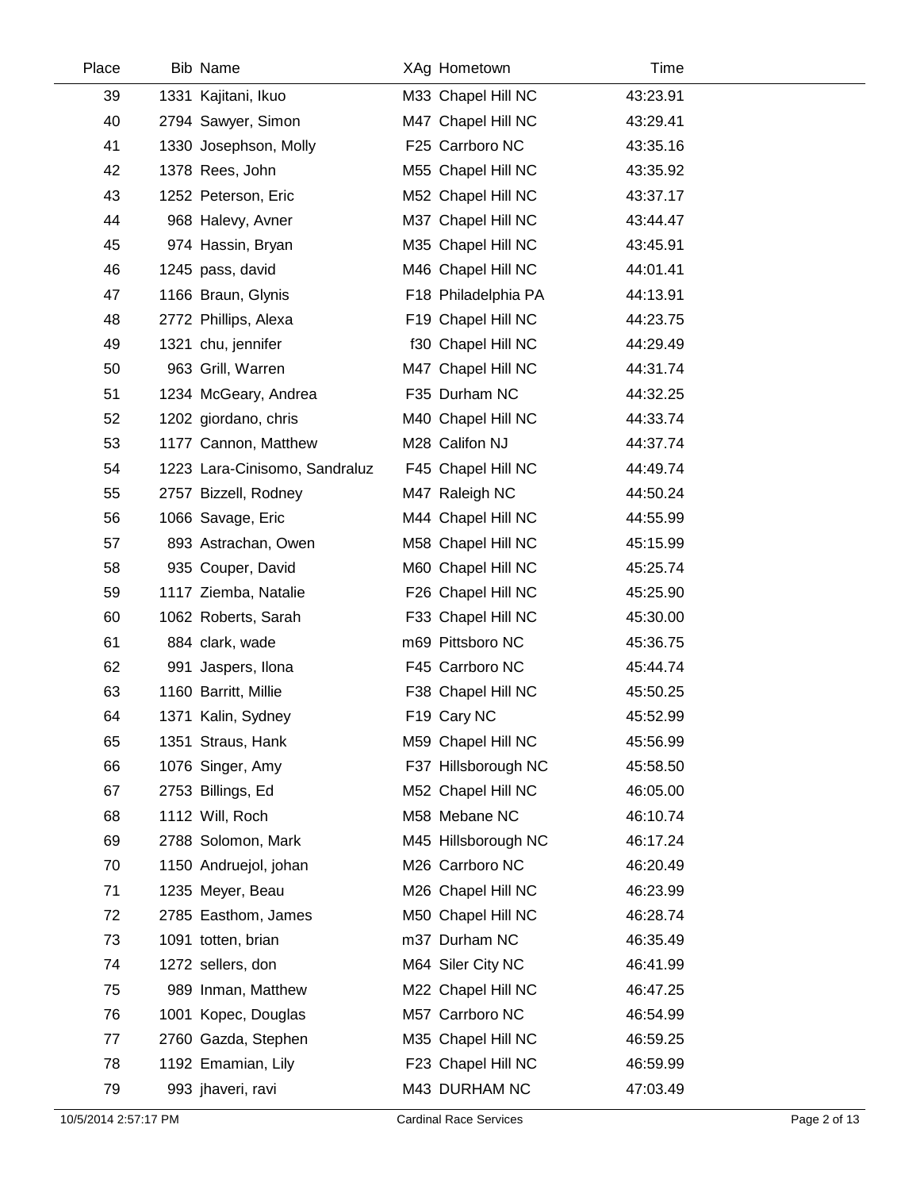| Place | Bib | Name | XAg | Hometown | Time |
|---|---|---|---|---|---|
| 39 | 1331 | Kajitani, Ikuo | M33 | Chapel Hill NC | 43:23.91 |
| 40 | 2794 | Sawyer, Simon | M47 | Chapel Hill NC | 43:29.41 |
| 41 | 1330 | Josephson, Molly | F25 | Carrboro NC | 43:35.16 |
| 42 | 1378 | Rees, John | M55 | Chapel Hill NC | 43:35.92 |
| 43 | 1252 | Peterson, Eric | M52 | Chapel Hill NC | 43:37.17 |
| 44 | 968 | Halevy, Avner | M37 | Chapel Hill NC | 43:44.47 |
| 45 | 974 | Hassin, Bryan | M35 | Chapel Hill NC | 43:45.91 |
| 46 | 1245 | pass, david | M46 | Chapel Hill NC | 44:01.41 |
| 47 | 1166 | Braun, Glynis | F18 | Philadelphia PA | 44:13.91 |
| 48 | 2772 | Phillips, Alexa | F19 | Chapel Hill NC | 44:23.75 |
| 49 | 1321 | chu, jennifer | f30 | Chapel Hill NC | 44:29.49 |
| 50 | 963 | Grill, Warren | M47 | Chapel Hill NC | 44:31.74 |
| 51 | 1234 | McGeary, Andrea | F35 | Durham NC | 44:32.25 |
| 52 | 1202 | giordano, chris | M40 | Chapel Hill NC | 44:33.74 |
| 53 | 1177 | Cannon, Matthew | M28 | Califon NJ | 44:37.74 |
| 54 | 1223 | Lara-Cinisomo, Sandraluz | F45 | Chapel Hill NC | 44:49.74 |
| 55 | 2757 | Bizzell, Rodney | M47 | Raleigh NC | 44:50.24 |
| 56 | 1066 | Savage, Eric | M44 | Chapel Hill NC | 44:55.99 |
| 57 | 893 | Astrachan, Owen | M58 | Chapel Hill NC | 45:15.99 |
| 58 | 935 | Couper, David | M60 | Chapel Hill NC | 45:25.74 |
| 59 | 1117 | Ziemba, Natalie | F26 | Chapel Hill NC | 45:25.90 |
| 60 | 1062 | Roberts, Sarah | F33 | Chapel Hill NC | 45:30.00 |
| 61 | 884 | clark, wade | m69 | Pittsboro NC | 45:36.75 |
| 62 | 991 | Jaspers, Ilona | F45 | Carrboro NC | 45:44.74 |
| 63 | 1160 | Barritt, Millie | F38 | Chapel Hill NC | 45:50.25 |
| 64 | 1371 | Kalin, Sydney | F19 | Cary NC | 45:52.99 |
| 65 | 1351 | Straus, Hank | M59 | Chapel Hill NC | 45:56.99 |
| 66 | 1076 | Singer, Amy | F37 | Hillsborough NC | 45:58.50 |
| 67 | 2753 | Billings, Ed | M52 | Chapel Hill NC | 46:05.00 |
| 68 | 1112 | Will, Roch | M58 | Mebane NC | 46:10.74 |
| 69 | 2788 | Solomon, Mark | M45 | Hillsborough NC | 46:17.24 |
| 70 | 1150 | Andruejol, johan | M26 | Carrboro NC | 46:20.49 |
| 71 | 1235 | Meyer, Beau | M26 | Chapel Hill NC | 46:23.99 |
| 72 | 2785 | Easthom, James | M50 | Chapel Hill NC | 46:28.74 |
| 73 | 1091 | totten, brian | m37 | Durham NC | 46:35.49 |
| 74 | 1272 | sellers, don | M64 | Siler City NC | 46:41.99 |
| 75 | 989 | Inman, Matthew | M22 | Chapel Hill NC | 46:47.25 |
| 76 | 1001 | Kopec, Douglas | M57 | Carrboro NC | 46:54.99 |
| 77 | 2760 | Gazda, Stephen | M35 | Chapel Hill NC | 46:59.25 |
| 78 | 1192 | Emamian, Lily | F23 | Chapel Hill NC | 46:59.99 |
| 79 | 993 | jhaveri, ravi | M43 | DURHAM NC | 47:03.49 |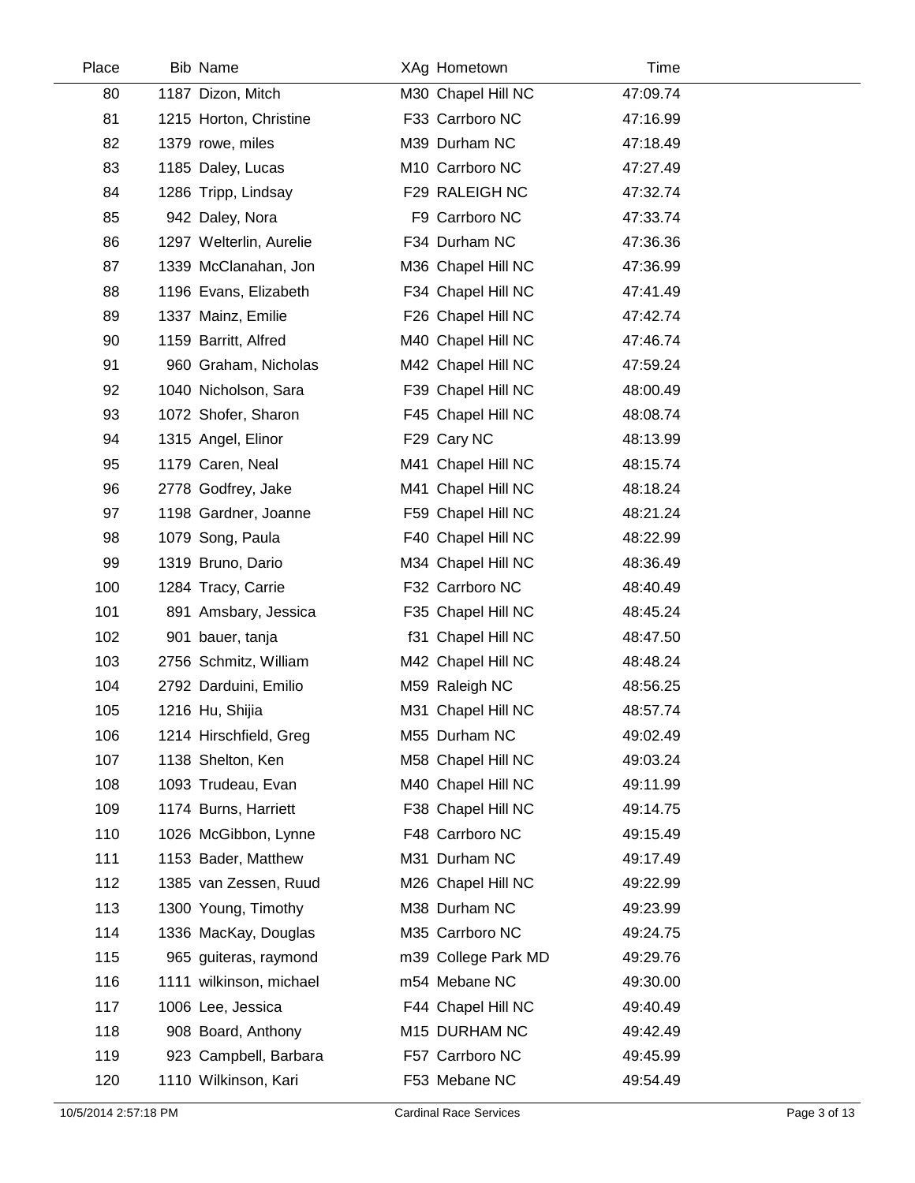| Place | Bib | Name | XAg | Hometown | Time |
|---|---|---|---|---|---|
| 80 | 1187 | Dizon, Mitch | M30 | Chapel Hill NC | 47:09.74 |
| 81 | 1215 | Horton, Christine | F33 | Carrboro NC | 47:16.99 |
| 82 | 1379 | rowe, miles | M39 | Durham NC | 47:18.49 |
| 83 | 1185 | Daley, Lucas | M10 | Carrboro NC | 47:27.49 |
| 84 | 1286 | Tripp, Lindsay | F29 | RALEIGH NC | 47:32.74 |
| 85 | 942 | Daley, Nora | F9 | Carrboro NC | 47:33.74 |
| 86 | 1297 | Welterlin, Aurelie | F34 | Durham NC | 47:36.36 |
| 87 | 1339 | McClanahan, Jon | M36 | Chapel Hill NC | 47:36.99 |
| 88 | 1196 | Evans, Elizabeth | F34 | Chapel Hill NC | 47:41.49 |
| 89 | 1337 | Mainz, Emilie | F26 | Chapel Hill NC | 47:42.74 |
| 90 | 1159 | Barritt, Alfred | M40 | Chapel Hill NC | 47:46.74 |
| 91 | 960 | Graham, Nicholas | M42 | Chapel Hill NC | 47:59.24 |
| 92 | 1040 | Nicholson, Sara | F39 | Chapel Hill NC | 48:00.49 |
| 93 | 1072 | Shofer, Sharon | F45 | Chapel Hill NC | 48:08.74 |
| 94 | 1315 | Angel, Elinor | F29 | Cary NC | 48:13.99 |
| 95 | 1179 | Caren, Neal | M41 | Chapel Hill NC | 48:15.74 |
| 96 | 2778 | Godfrey, Jake | M41 | Chapel Hill NC | 48:18.24 |
| 97 | 1198 | Gardner, Joanne | F59 | Chapel Hill NC | 48:21.24 |
| 98 | 1079 | Song, Paula | F40 | Chapel Hill NC | 48:22.99 |
| 99 | 1319 | Bruno, Dario | M34 | Chapel Hill NC | 48:36.49 |
| 100 | 1284 | Tracy, Carrie | F32 | Carrboro NC | 48:40.49 |
| 101 | 891 | Amsbary, Jessica | F35 | Chapel Hill NC | 48:45.24 |
| 102 | 901 | bauer, tanja | f31 | Chapel Hill NC | 48:47.50 |
| 103 | 2756 | Schmitz, William | M42 | Chapel Hill NC | 48:48.24 |
| 104 | 2792 | Darduini, Emilio | M59 | Raleigh NC | 48:56.25 |
| 105 | 1216 | Hu, Shijia | M31 | Chapel Hill NC | 48:57.74 |
| 106 | 1214 | Hirschfield, Greg | M55 | Durham NC | 49:02.49 |
| 107 | 1138 | Shelton, Ken | M58 | Chapel Hill NC | 49:03.24 |
| 108 | 1093 | Trudeau, Evan | M40 | Chapel Hill NC | 49:11.99 |
| 109 | 1174 | Burns, Harriett | F38 | Chapel Hill NC | 49:14.75 |
| 110 | 1026 | McGibbon, Lynne | F48 | Carrboro NC | 49:15.49 |
| 111 | 1153 | Bader, Matthew | M31 | Durham NC | 49:17.49 |
| 112 | 1385 | van Zessen, Ruud | M26 | Chapel Hill NC | 49:22.99 |
| 113 | 1300 | Young, Timothy | M38 | Durham NC | 49:23.99 |
| 114 | 1336 | MacKay, Douglas | M35 | Carrboro NC | 49:24.75 |
| 115 | 965 | guiteras, raymond | m39 | College Park MD | 49:29.76 |
| 116 | 1111 | wilkinson, michael | m54 | Mebane NC | 49:30.00 |
| 117 | 1006 | Lee, Jessica | F44 | Chapel Hill NC | 49:40.49 |
| 118 | 908 | Board, Anthony | M15 | DURHAM NC | 49:42.49 |
| 119 | 923 | Campbell, Barbara | F57 | Carrboro NC | 49:45.99 |
| 120 | 1110 | Wilkinson, Kari | F53 | Mebane NC | 49:54.49 |

10/5/2014 2:57:18 PM — Cardinal Race Services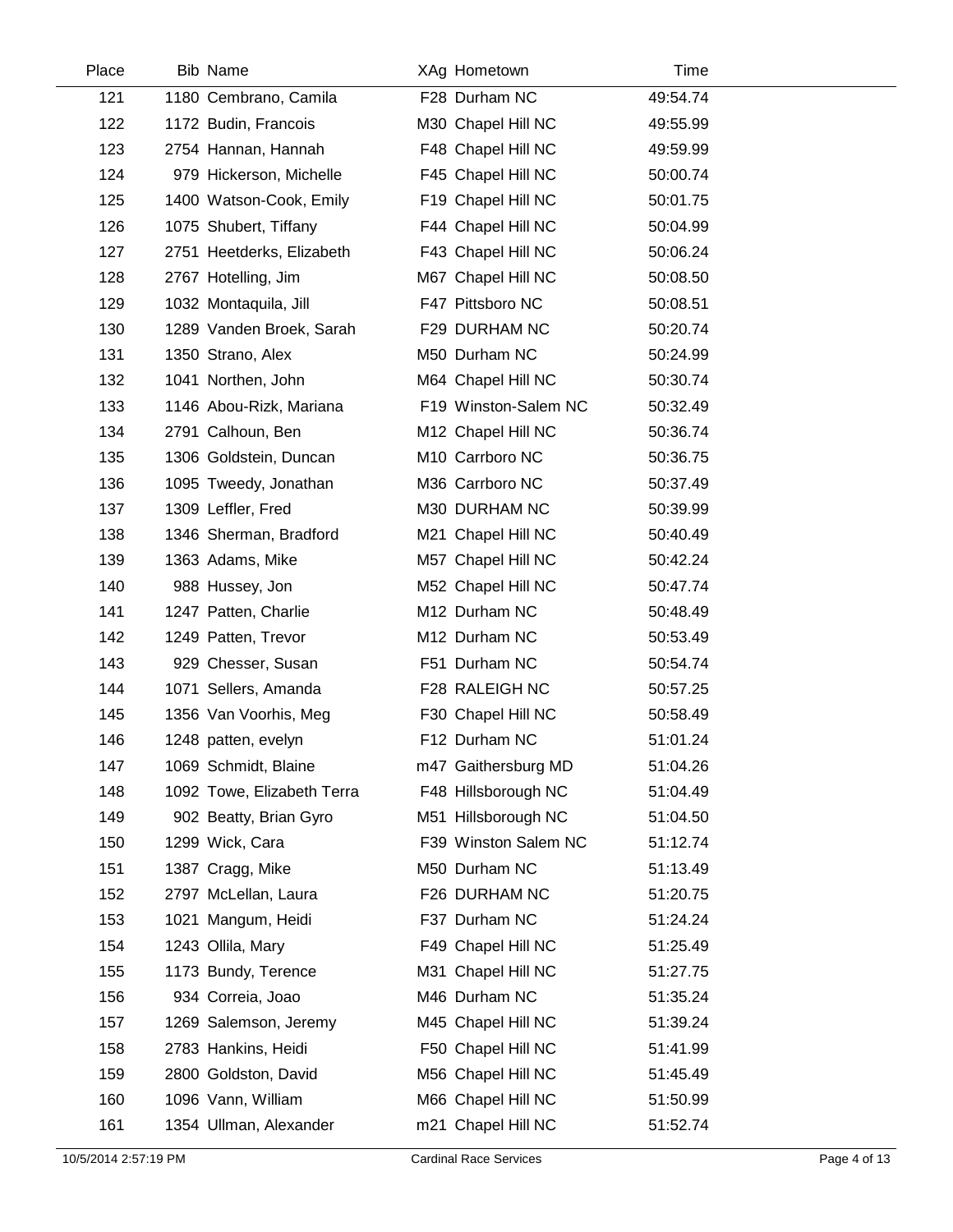| Place | Bib | Name | XAg | Hometown | Time |
|---|---|---|---|---|---|
| 121 | 1180 | Cembrano, Camila | F28 | Durham NC | 49:54.74 |
| 122 | 1172 | Budin, Francois | M30 | Chapel Hill NC | 49:55.99 |
| 123 | 2754 | Hannan, Hannah | F48 | Chapel Hill NC | 49:59.99 |
| 124 | 979 | Hickerson, Michelle | F45 | Chapel Hill NC | 50:00.74 |
| 125 | 1400 | Watson-Cook, Emily | F19 | Chapel Hill NC | 50:01.75 |
| 126 | 1075 | Shubert, Tiffany | F44 | Chapel Hill NC | 50:04.99 |
| 127 | 2751 | Heetderks, Elizabeth | F43 | Chapel Hill NC | 50:06.24 |
| 128 | 2767 | Hotelling, Jim | M67 | Chapel Hill NC | 50:08.50 |
| 129 | 1032 | Montaquila, Jill | F47 | Pittsboro NC | 50:08.51 |
| 130 | 1289 | Vanden Broek, Sarah | F29 | DURHAM NC | 50:20.74 |
| 131 | 1350 | Strano, Alex | M50 | Durham NC | 50:24.99 |
| 132 | 1041 | Northen, John | M64 | Chapel Hill NC | 50:30.74 |
| 133 | 1146 | Abou-Rizk, Mariana | F19 | Winston-Salem NC | 50:32.49 |
| 134 | 2791 | Calhoun, Ben | M12 | Chapel Hill NC | 50:36.74 |
| 135 | 1306 | Goldstein, Duncan | M10 | Carrboro NC | 50:36.75 |
| 136 | 1095 | Tweedy, Jonathan | M36 | Carrboro NC | 50:37.49 |
| 137 | 1309 | Leffler, Fred | M30 | DURHAM NC | 50:39.99 |
| 138 | 1346 | Sherman, Bradford | M21 | Chapel Hill NC | 50:40.49 |
| 139 | 1363 | Adams, Mike | M57 | Chapel Hill NC | 50:42.24 |
| 140 | 988 | Hussey, Jon | M52 | Chapel Hill NC | 50:47.74 |
| 141 | 1247 | Patten, Charlie | M12 | Durham NC | 50:48.49 |
| 142 | 1249 | Patten, Trevor | M12 | Durham NC | 50:53.49 |
| 143 | 929 | Chesser, Susan | F51 | Durham NC | 50:54.74 |
| 144 | 1071 | Sellers, Amanda | F28 | RALEIGH NC | 50:57.25 |
| 145 | 1356 | Van Voorhis, Meg | F30 | Chapel Hill NC | 50:58.49 |
| 146 | 1248 | patten, evelyn | F12 | Durham NC | 51:01.24 |
| 147 | 1069 | Schmidt, Blaine | m47 | Gaithersburg MD | 51:04.26 |
| 148 | 1092 | Towe, Elizabeth Terra | F48 | Hillsborough NC | 51:04.49 |
| 149 | 902 | Beatty, Brian Gyro | M51 | Hillsborough NC | 51:04.50 |
| 150 | 1299 | Wick, Cara | F39 | Winston Salem NC | 51:12.74 |
| 151 | 1387 | Cragg, Mike | M50 | Durham NC | 51:13.49 |
| 152 | 2797 | McLellan, Laura | F26 | DURHAM NC | 51:20.75 |
| 153 | 1021 | Mangum, Heidi | F37 | Durham NC | 51:24.24 |
| 154 | 1243 | Ollila, Mary | F49 | Chapel Hill NC | 51:25.49 |
| 155 | 1173 | Bundy, Terence | M31 | Chapel Hill NC | 51:27.75 |
| 156 | 934 | Correia, Joao | M46 | Durham NC | 51:35.24 |
| 157 | 1269 | Salemson, Jeremy | M45 | Chapel Hill NC | 51:39.24 |
| 158 | 2783 | Hankins, Heidi | F50 | Chapel Hill NC | 51:41.99 |
| 159 | 2800 | Goldston, David | M56 | Chapel Hill NC | 51:45.49 |
| 160 | 1096 | Vann, William | M66 | Chapel Hill NC | 51:50.99 |
| 161 | 1354 | Ullman, Alexander | m21 | Chapel Hill NC | 51:52.74 |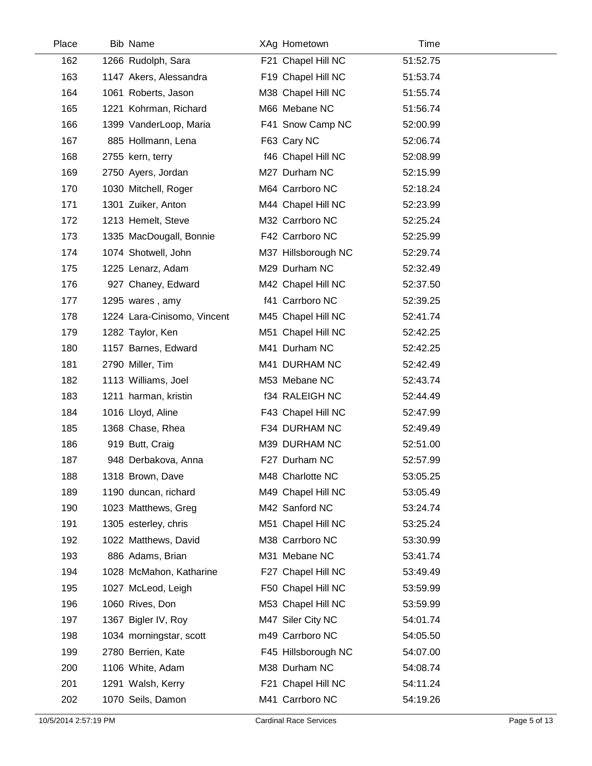| Place | Bib | Name | XAg | Hometown | Time |
|---|---|---|---|---|---|
| 162 | 1266 | Rudolph, Sara | F21 | Chapel Hill NC | 51:52.75 |
| 163 | 1147 | Akers, Alessandra | F19 | Chapel Hill NC | 51:53.74 |
| 164 | 1061 | Roberts, Jason | M38 | Chapel Hill NC | 51:55.74 |
| 165 | 1221 | Kohrman, Richard | M66 | Mebane NC | 51:56.74 |
| 166 | 1399 | VanderLoop, Maria | F41 | Snow Camp NC | 52:00.99 |
| 167 | 885 | Hollmann, Lena | F63 | Cary NC | 52:06.74 |
| 168 | 2755 | kern, terry | f46 | Chapel Hill NC | 52:08.99 |
| 169 | 2750 | Ayers, Jordan | M27 | Durham NC | 52:15.99 |
| 170 | 1030 | Mitchell, Roger | M64 | Carrboro NC | 52:18.24 |
| 171 | 1301 | Zuiker, Anton | M44 | Chapel Hill NC | 52:23.99 |
| 172 | 1213 | Hemelt, Steve | M32 | Carrboro NC | 52:25.24 |
| 173 | 1335 | MacDougall, Bonnie | F42 | Carrboro NC | 52:25.99 |
| 174 | 1074 | Shotwell, John | M37 | Hillsborough NC | 52:29.74 |
| 175 | 1225 | Lenarz, Adam | M29 | Durham NC | 52:32.49 |
| 176 | 927 | Chaney, Edward | M42 | Chapel Hill NC | 52:37.50 |
| 177 | 1295 | wares , amy | f41 | Carrboro NC | 52:39.25 |
| 178 | 1224 | Lara-Cinisomo, Vincent | M45 | Chapel Hill NC | 52:41.74 |
| 179 | 1282 | Taylor, Ken | M51 | Chapel Hill NC | 52:42.25 |
| 180 | 1157 | Barnes, Edward | M41 | Durham NC | 52:42.25 |
| 181 | 2790 | Miller, Tim | M41 | DURHAM NC | 52:42.49 |
| 182 | 1113 | Williams, Joel | M53 | Mebane NC | 52:43.74 |
| 183 | 1211 | harman, kristin | f34 | RALEIGH NC | 52:44.49 |
| 184 | 1016 | Lloyd, Aline | F43 | Chapel Hill NC | 52:47.99 |
| 185 | 1368 | Chase, Rhea | F34 | DURHAM NC | 52:49.49 |
| 186 | 919 | Butt, Craig | M39 | DURHAM NC | 52:51.00 |
| 187 | 948 | Derbakova, Anna | F27 | Durham NC | 52:57.99 |
| 188 | 1318 | Brown, Dave | M48 | Charlotte NC | 53:05.25 |
| 189 | 1190 | duncan, richard | M49 | Chapel Hill NC | 53:05.49 |
| 190 | 1023 | Matthews, Greg | M42 | Sanford NC | 53:24.74 |
| 191 | 1305 | esterley, chris | M51 | Chapel Hill NC | 53:25.24 |
| 192 | 1022 | Matthews, David | M38 | Carrboro NC | 53:30.99 |
| 193 | 886 | Adams, Brian | M31 | Mebane NC | 53:41.74 |
| 194 | 1028 | McMahon, Katharine | F27 | Chapel Hill NC | 53:49.49 |
| 195 | 1027 | McLeod, Leigh | F50 | Chapel Hill NC | 53:59.99 |
| 196 | 1060 | Rives, Don | M53 | Chapel Hill NC | 53:59.99 |
| 197 | 1367 | Bigler IV, Roy | M47 | Siler City NC | 54:01.74 |
| 198 | 1034 | morningstar, scott | m49 | Carrboro NC | 54:05.50 |
| 199 | 2780 | Berrien, Kate | F45 | Hillsborough NC | 54:07.00 |
| 200 | 1106 | White, Adam | M38 | Durham NC | 54:08.74 |
| 201 | 1291 | Walsh, Kerry | F21 | Chapel Hill NC | 54:11.24 |
| 202 | 1070 | Seils, Damon | M41 | Carrboro NC | 54:19.26 |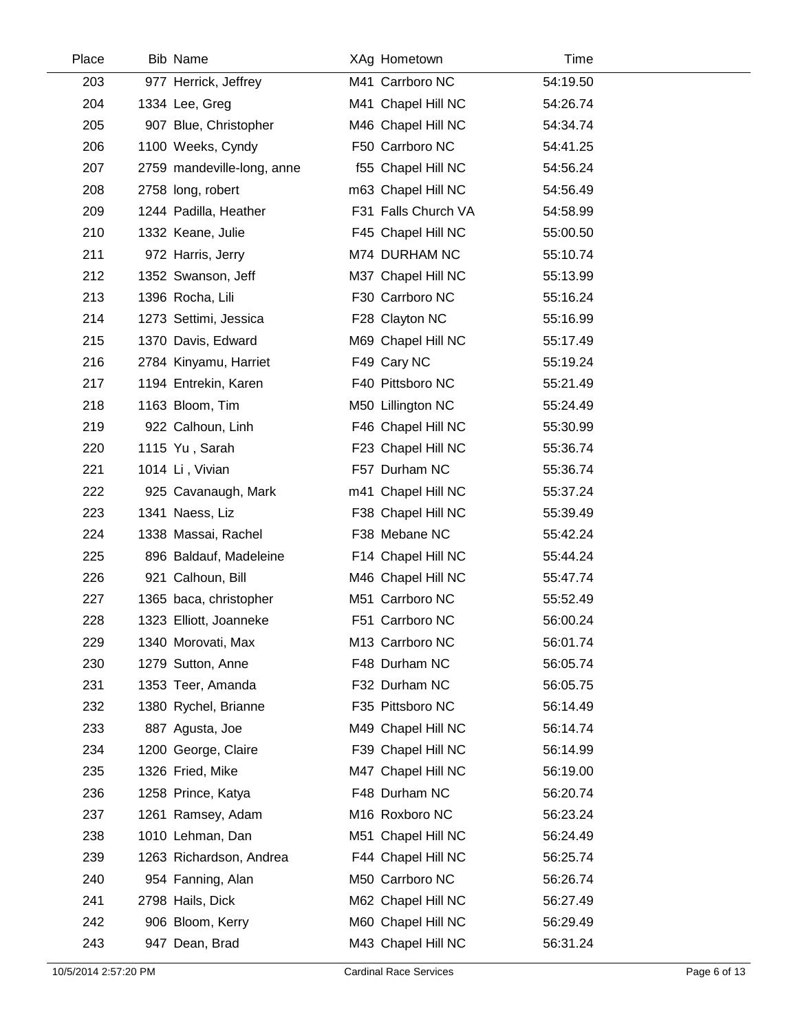| Place | Bib | Name | XAg | Hometown | Time |
|---|---|---|---|---|---|
| 203 | 977 | Herrick, Jeffrey | M41 | Carrboro NC | 54:19.50 |
| 204 | 1334 | Lee, Greg | M41 | Chapel Hill NC | 54:26.74 |
| 205 | 907 | Blue, Christopher | M46 | Chapel Hill NC | 54:34.74 |
| 206 | 1100 | Weeks, Cyndy | F50 | Carrboro NC | 54:41.25 |
| 207 | 2759 | mandeville-long, anne | f55 | Chapel Hill NC | 54:56.24 |
| 208 | 2758 | long, robert | m63 | Chapel Hill NC | 54:56.49 |
| 209 | 1244 | Padilla, Heather | F31 | Falls Church VA | 54:58.99 |
| 210 | 1332 | Keane, Julie | F45 | Chapel Hill NC | 55:00.50 |
| 211 | 972 | Harris, Jerry | M74 | DURHAM NC | 55:10.74 |
| 212 | 1352 | Swanson, Jeff | M37 | Chapel Hill NC | 55:13.99 |
| 213 | 1396 | Rocha, Lili | F30 | Carrboro NC | 55:16.24 |
| 214 | 1273 | Settimi, Jessica | F28 | Clayton NC | 55:16.99 |
| 215 | 1370 | Davis, Edward | M69 | Chapel Hill NC | 55:17.49 |
| 216 | 2784 | Kinyamu, Harriet | F49 | Cary NC | 55:19.24 |
| 217 | 1194 | Entrekin, Karen | F40 | Pittsboro NC | 55:21.49 |
| 218 | 1163 | Bloom, Tim | M50 | Lillington NC | 55:24.49 |
| 219 | 922 | Calhoun, Linh | F46 | Chapel Hill NC | 55:30.99 |
| 220 | 1115 | Yu , Sarah | F23 | Chapel Hill NC | 55:36.74 |
| 221 | 1014 | Li , Vivian | F57 | Durham NC | 55:36.74 |
| 222 | 925 | Cavanaugh, Mark | m41 | Chapel Hill NC | 55:37.24 |
| 223 | 1341 | Naess, Liz | F38 | Chapel Hill NC | 55:39.49 |
| 224 | 1338 | Massai, Rachel | F38 | Mebane NC | 55:42.24 |
| 225 | 896 | Baldauf, Madeleine | F14 | Chapel Hill NC | 55:44.24 |
| 226 | 921 | Calhoun, Bill | M46 | Chapel Hill NC | 55:47.74 |
| 227 | 1365 | baca, christopher | M51 | Carrboro NC | 55:52.49 |
| 228 | 1323 | Elliott, Joanneke | F51 | Carrboro NC | 56:00.24 |
| 229 | 1340 | Morovati, Max | M13 | Carrboro NC | 56:01.74 |
| 230 | 1279 | Sutton, Anne | F48 | Durham NC | 56:05.74 |
| 231 | 1353 | Teer, Amanda | F32 | Durham NC | 56:05.75 |
| 232 | 1380 | Rychel, Brianne | F35 | Pittsboro NC | 56:14.49 |
| 233 | 887 | Agusta, Joe | M49 | Chapel Hill NC | 56:14.74 |
| 234 | 1200 | George, Claire | F39 | Chapel Hill NC | 56:14.99 |
| 235 | 1326 | Fried, Mike | M47 | Chapel Hill NC | 56:19.00 |
| 236 | 1258 | Prince, Katya | F48 | Durham NC | 56:20.74 |
| 237 | 1261 | Ramsey, Adam | M16 | Roxboro NC | 56:23.24 |
| 238 | 1010 | Lehman, Dan | M51 | Chapel Hill NC | 56:24.49 |
| 239 | 1263 | Richardson, Andrea | F44 | Chapel Hill NC | 56:25.74 |
| 240 | 954 | Fanning, Alan | M50 | Carrboro NC | 56:26.74 |
| 241 | 2798 | Hails, Dick | M62 | Chapel Hill NC | 56:27.49 |
| 242 | 906 | Bloom, Kerry | M60 | Chapel Hill NC | 56:29.49 |
| 243 | 947 | Dean, Brad | M43 | Chapel Hill NC | 56:31.24 |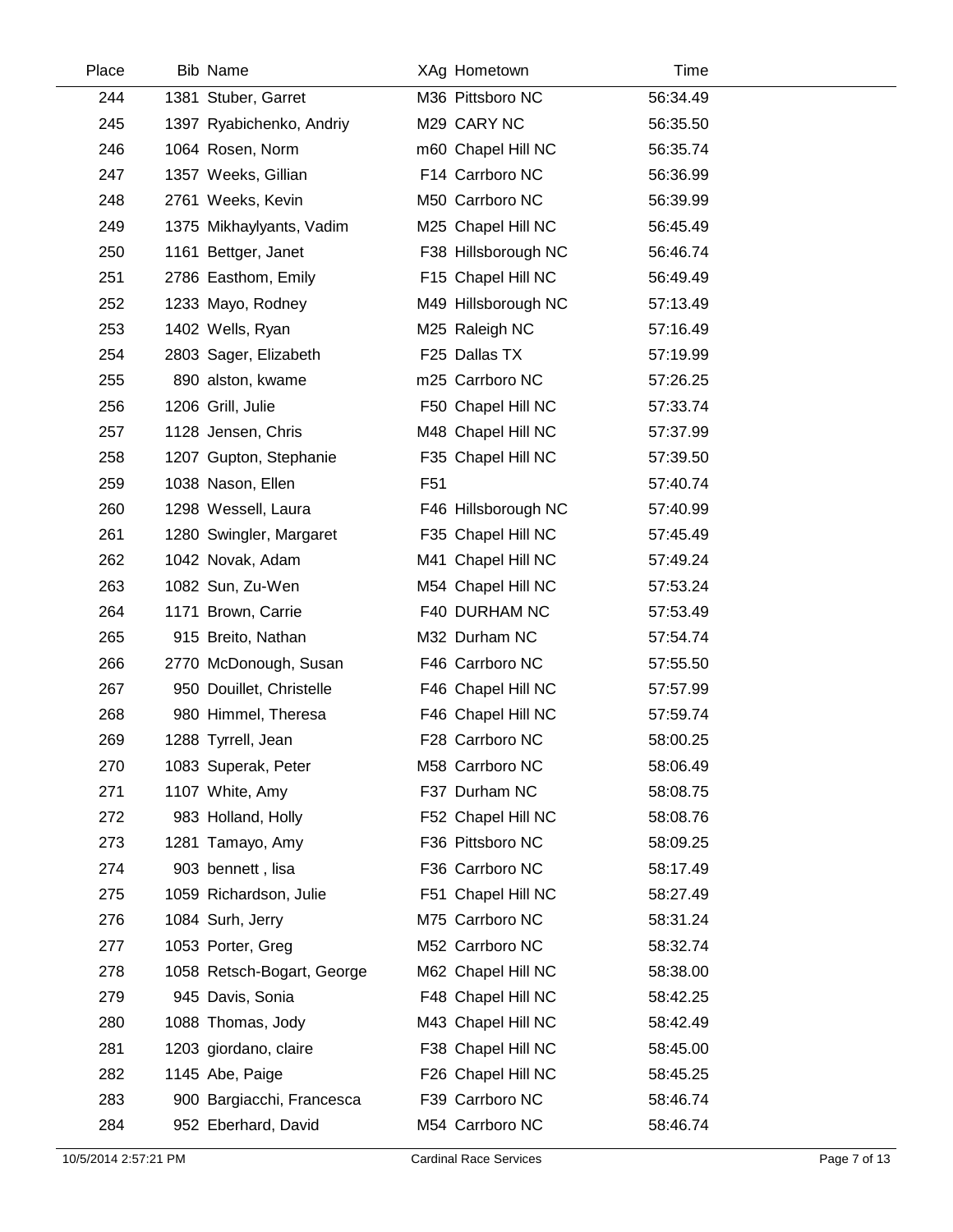| Place | Bib | Name | XAg | Hometown | Time |
|---|---|---|---|---|---|
| 244 | 1381 | Stuber, Garret | M36 | Pittsboro NC | 56:34.49 |
| 245 | 1397 | Ryabichenko, Andriy | M29 | CARY NC | 56:35.50 |
| 246 | 1064 | Rosen, Norm | m60 | Chapel Hill NC | 56:35.74 |
| 247 | 1357 | Weeks, Gillian | F14 | Carrboro NC | 56:36.99 |
| 248 | 2761 | Weeks, Kevin | M50 | Carrboro NC | 56:39.99 |
| 249 | 1375 | Mikhaylyants, Vadim | M25 | Chapel Hill NC | 56:45.49 |
| 250 | 1161 | Bettger, Janet | F38 | Hillsborough NC | 56:46.74 |
| 251 | 2786 | Easthom, Emily | F15 | Chapel Hill NC | 56:49.49 |
| 252 | 1233 | Mayo, Rodney | M49 | Hillsborough NC | 57:13.49 |
| 253 | 1402 | Wells, Ryan | M25 | Raleigh NC | 57:16.49 |
| 254 | 2803 | Sager, Elizabeth | F25 | Dallas TX | 57:19.99 |
| 255 | 890 | alston, kwame | m25 | Carrboro NC | 57:26.25 |
| 256 | 1206 | Grill, Julie | F50 | Chapel Hill NC | 57:33.74 |
| 257 | 1128 | Jensen, Chris | M48 | Chapel Hill NC | 57:37.99 |
| 258 | 1207 | Gupton, Stephanie | F35 | Chapel Hill NC | 57:39.50 |
| 259 | 1038 | Nason, Ellen | F51 | | 57:40.74 |
| 260 | 1298 | Wessell, Laura | F46 | Hillsborough NC | 57:40.99 |
| 261 | 1280 | Swingler, Margaret | F35 | Chapel Hill NC | 57:45.49 |
| 262 | 1042 | Novak, Adam | M41 | Chapel Hill NC | 57:49.24 |
| 263 | 1082 | Sun, Zu-Wen | M54 | Chapel Hill NC | 57:53.24 |
| 264 | 1171 | Brown, Carrie | F40 | DURHAM NC | 57:53.49 |
| 265 | 915 | Breito, Nathan | M32 | Durham NC | 57:54.74 |
| 266 | 2770 | McDonough, Susan | F46 | Carrboro NC | 57:55.50 |
| 267 | 950 | Douillet, Christelle | F46 | Chapel Hill NC | 57:57.99 |
| 268 | 980 | Himmel, Theresa | F46 | Chapel Hill NC | 57:59.74 |
| 269 | 1288 | Tyrrell, Jean | F28 | Carrboro NC | 58:00.25 |
| 270 | 1083 | Superak, Peter | M58 | Carrboro NC | 58:06.49 |
| 271 | 1107 | White, Amy | F37 | Durham NC | 58:08.75 |
| 272 | 983 | Holland, Holly | F52 | Chapel Hill NC | 58:08.76 |
| 273 | 1281 | Tamayo, Amy | F36 | Pittsboro NC | 58:09.25 |
| 274 | 903 | bennett , lisa | F36 | Carrboro NC | 58:17.49 |
| 275 | 1059 | Richardson, Julie | F51 | Chapel Hill NC | 58:27.49 |
| 276 | 1084 | Surh, Jerry | M75 | Carrboro NC | 58:31.24 |
| 277 | 1053 | Porter, Greg | M52 | Carrboro NC | 58:32.74 |
| 278 | 1058 | Retsch-Bogart, George | M62 | Chapel Hill NC | 58:38.00 |
| 279 | 945 | Davis, Sonia | F48 | Chapel Hill NC | 58:42.25 |
| 280 | 1088 | Thomas, Jody | M43 | Chapel Hill NC | 58:42.49 |
| 281 | 1203 | giordano, claire | F38 | Chapel Hill NC | 58:45.00 |
| 282 | 1145 | Abe, Paige | F26 | Chapel Hill NC | 58:45.25 |
| 283 | 900 | Bargiacchi, Francesca | F39 | Carrboro NC | 58:46.74 |
| 284 | 952 | Eberhard, David | M54 | Carrboro NC | 58:46.74 |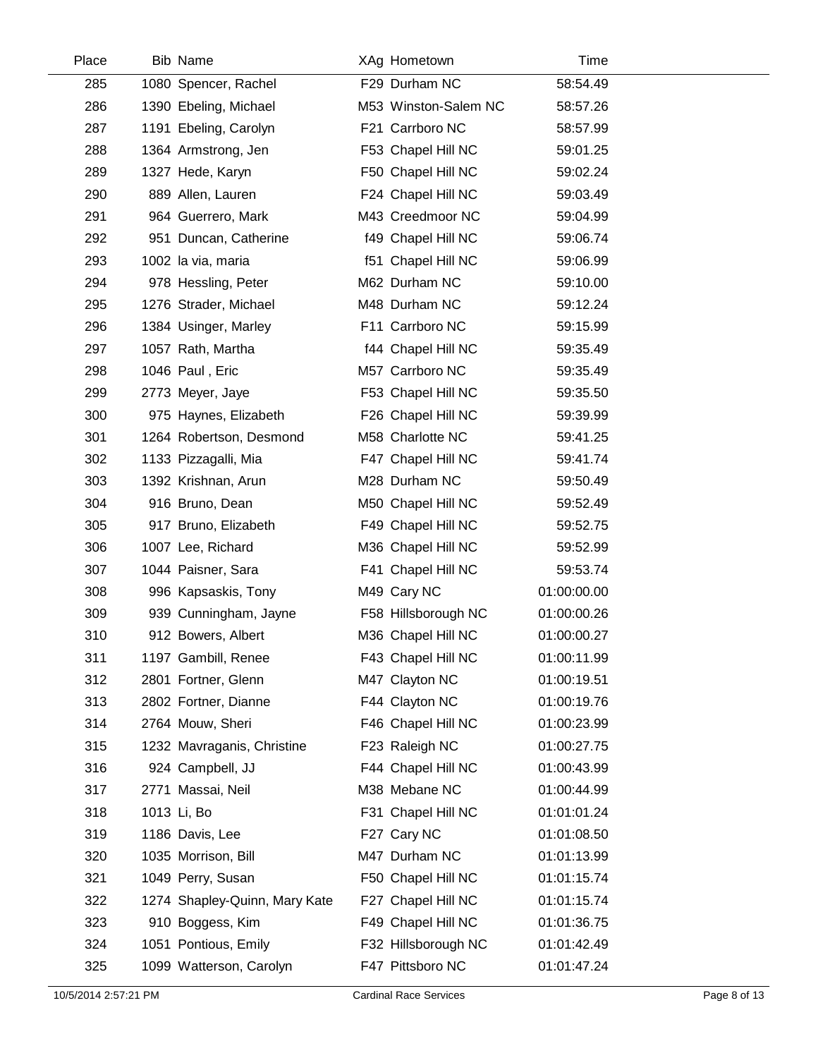| Place | Bib | Name | XAg | Hometown | Time |
|---|---|---|---|---|---|
| 285 | 1080 | Spencer, Rachel | F29 | Durham NC | 58:54.49 |
| 286 | 1390 | Ebeling, Michael | M53 | Winston-Salem NC | 58:57.26 |
| 287 | 1191 | Ebeling, Carolyn | F21 | Carrboro NC | 58:57.99 |
| 288 | 1364 | Armstrong, Jen | F53 | Chapel Hill NC | 59:01.25 |
| 289 | 1327 | Hede, Karyn | F50 | Chapel Hill NC | 59:02.24 |
| 290 | 889 | Allen, Lauren | F24 | Chapel Hill NC | 59:03.49 |
| 291 | 964 | Guerrero, Mark | M43 | Creedmoor NC | 59:04.99 |
| 292 | 951 | Duncan, Catherine | f49 | Chapel Hill NC | 59:06.74 |
| 293 | 1002 | la via, maria | f51 | Chapel Hill NC | 59:06.99 |
| 294 | 978 | Hessling, Peter | M62 | Durham NC | 59:10.00 |
| 295 | 1276 | Strader, Michael | M48 | Durham NC | 59:12.24 |
| 296 | 1384 | Usinger, Marley | F11 | Carrboro NC | 59:15.99 |
| 297 | 1057 | Rath, Martha | f44 | Chapel Hill NC | 59:35.49 |
| 298 | 1046 | Paul , Eric | M57 | Carrboro NC | 59:35.49 |
| 299 | 2773 | Meyer, Jaye | F53 | Chapel Hill NC | 59:35.50 |
| 300 | 975 | Haynes, Elizabeth | F26 | Chapel Hill NC | 59:39.99 |
| 301 | 1264 | Robertson, Desmond | M58 | Charlotte NC | 59:41.25 |
| 302 | 1133 | Pizzagalli, Mia | F47 | Chapel Hill NC | 59:41.74 |
| 303 | 1392 | Krishnan, Arun | M28 | Durham NC | 59:50.49 |
| 304 | 916 | Bruno, Dean | M50 | Chapel Hill NC | 59:52.49 |
| 305 | 917 | Bruno, Elizabeth | F49 | Chapel Hill NC | 59:52.75 |
| 306 | 1007 | Lee, Richard | M36 | Chapel Hill NC | 59:52.99 |
| 307 | 1044 | Paisner, Sara | F41 | Chapel Hill NC | 59:53.74 |
| 308 | 996 | Kapsaskis, Tony | M49 | Cary NC | 01:00:00.00 |
| 309 | 939 | Cunningham, Jayne | F58 | Hillsborough NC | 01:00:00.26 |
| 310 | 912 | Bowers, Albert | M36 | Chapel Hill NC | 01:00:00.27 |
| 311 | 1197 | Gambill, Renee | F43 | Chapel Hill NC | 01:00:11.99 |
| 312 | 2801 | Fortner, Glenn | M47 | Clayton NC | 01:00:19.51 |
| 313 | 2802 | Fortner, Dianne | F44 | Clayton NC | 01:00:19.76 |
| 314 | 2764 | Mouw, Sheri | F46 | Chapel Hill NC | 01:00:23.99 |
| 315 | 1232 | Mavraganis, Christine | F23 | Raleigh NC | 01:00:27.75 |
| 316 | 924 | Campbell, JJ | F44 | Chapel Hill NC | 01:00:43.99 |
| 317 | 2771 | Massai, Neil | M38 | Mebane NC | 01:00:44.99 |
| 318 | 1013 | Li, Bo | F31 | Chapel Hill NC | 01:01:01.24 |
| 319 | 1186 | Davis, Lee | F27 | Cary NC | 01:01:08.50 |
| 320 | 1035 | Morrison, Bill | M47 | Durham NC | 01:01:13.99 |
| 321 | 1049 | Perry, Susan | F50 | Chapel Hill NC | 01:01:15.74 |
| 322 | 1274 | Shapley-Quinn, Mary Kate | F27 | Chapel Hill NC | 01:01:15.74 |
| 323 | 910 | Boggess, Kim | F49 | Chapel Hill NC | 01:01:36.75 |
| 324 | 1051 | Pontious, Emily | F32 | Hillsborough NC | 01:01:42.49 |
| 325 | 1099 | Watterson, Carolyn | F47 | Pittsboro NC | 01:01:47.24 |

10/5/2014 2:57:21 PM Cardinal Race Services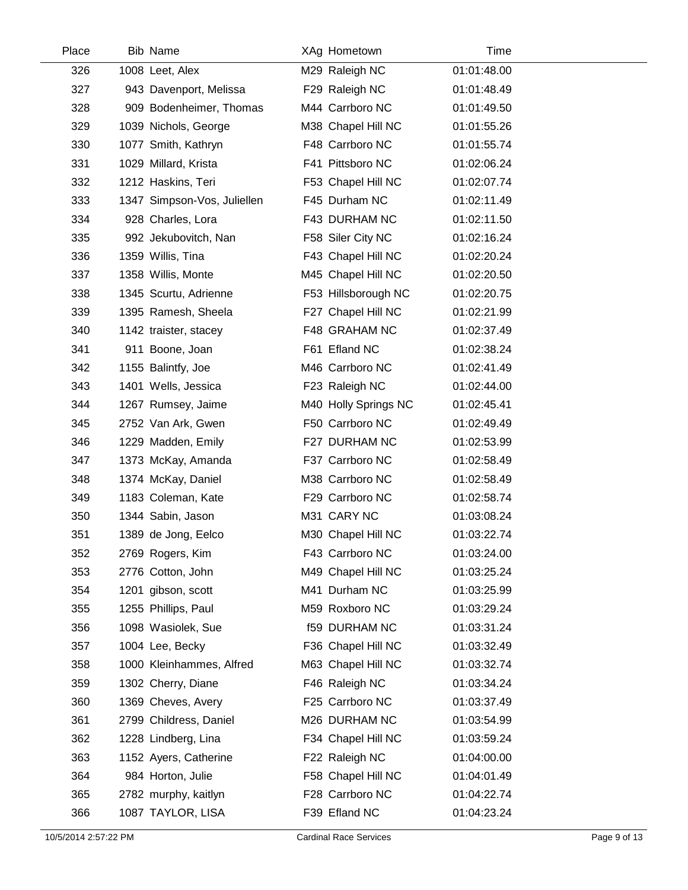| Place | Bib | Name | XAg | Hometown | Time |
|---|---|---|---|---|---|
| 326 | 1008 | Leet, Alex | M29 | Raleigh NC | 01:01:48.00 |
| 327 | 943 | Davenport, Melissa | F29 | Raleigh NC | 01:01:48.49 |
| 328 | 909 | Bodenheimer, Thomas | M44 | Carrboro NC | 01:01:49.50 |
| 329 | 1039 | Nichols, George | M38 | Chapel Hill NC | 01:01:55.26 |
| 330 | 1077 | Smith, Kathryn | F48 | Carrboro NC | 01:01:55.74 |
| 331 | 1029 | Millard, Krista | F41 | Pittsboro NC | 01:02:06.24 |
| 332 | 1212 | Haskins, Teri | F53 | Chapel Hill NC | 01:02:07.74 |
| 333 | 1347 | Simpson-Vos, Juliellen | F45 | Durham NC | 01:02:11.49 |
| 334 | 928 | Charles, Lora | F43 | DURHAM NC | 01:02:11.50 |
| 335 | 992 | Jekubovitch, Nan | F58 | Siler City NC | 01:02:16.24 |
| 336 | 1359 | Willis, Tina | F43 | Chapel Hill NC | 01:02:20.24 |
| 337 | 1358 | Willis, Monte | M45 | Chapel Hill NC | 01:02:20.50 |
| 338 | 1345 | Scurtu, Adrienne | F53 | Hillsborough NC | 01:02:20.75 |
| 339 | 1395 | Ramesh, Sheela | F27 | Chapel Hill NC | 01:02:21.99 |
| 340 | 1142 | traister, stacey | F48 | GRAHAM NC | 01:02:37.49 |
| 341 | 911 | Boone, Joan | F61 | Efland NC | 01:02:38.24 |
| 342 | 1155 | Balintfy, Joe | M46 | Carrboro NC | 01:02:41.49 |
| 343 | 1401 | Wells, Jessica | F23 | Raleigh NC | 01:02:44.00 |
| 344 | 1267 | Rumsey, Jaime | M40 | Holly Springs NC | 01:02:45.41 |
| 345 | 2752 | Van Ark, Gwen | F50 | Carrboro NC | 01:02:49.49 |
| 346 | 1229 | Madden, Emily | F27 | DURHAM NC | 01:02:53.99 |
| 347 | 1373 | McKay, Amanda | F37 | Carrboro NC | 01:02:58.49 |
| 348 | 1374 | McKay, Daniel | M38 | Carrboro NC | 01:02:58.49 |
| 349 | 1183 | Coleman, Kate | F29 | Carrboro NC | 01:02:58.74 |
| 350 | 1344 | Sabin, Jason | M31 | CARY NC | 01:03:08.24 |
| 351 | 1389 | de Jong, Eelco | M30 | Chapel Hill NC | 01:03:22.74 |
| 352 | 2769 | Rogers, Kim | F43 | Carrboro NC | 01:03:24.00 |
| 353 | 2776 | Cotton, John | M49 | Chapel Hill NC | 01:03:25.24 |
| 354 | 1201 | gibson, scott | M41 | Durham NC | 01:03:25.99 |
| 355 | 1255 | Phillips, Paul | M59 | Roxboro NC | 01:03:29.24 |
| 356 | 1098 | Wasiolek, Sue | f59 | DURHAM NC | 01:03:31.24 |
| 357 | 1004 | Lee, Becky | F36 | Chapel Hill NC | 01:03:32.49 |
| 358 | 1000 | Kleinhammes, Alfred | M63 | Chapel Hill NC | 01:03:32.74 |
| 359 | 1302 | Cherry, Diane | F46 | Raleigh NC | 01:03:34.24 |
| 360 | 1369 | Cheves, Avery | F25 | Carrboro NC | 01:03:37.49 |
| 361 | 2799 | Childress, Daniel | M26 | DURHAM NC | 01:03:54.99 |
| 362 | 1228 | Lindberg, Lina | F34 | Chapel Hill NC | 01:03:59.24 |
| 363 | 1152 | Ayers, Catherine | F22 | Raleigh NC | 01:04:00.00 |
| 364 | 984 | Horton, Julie | F58 | Chapel Hill NC | 01:04:01.49 |
| 365 | 2782 | murphy, kaitlyn | F28 | Carrboro NC | 01:04:22.74 |
| 366 | 1087 | TAYLOR, LISA | F39 | Efland NC | 01:04:23.24 |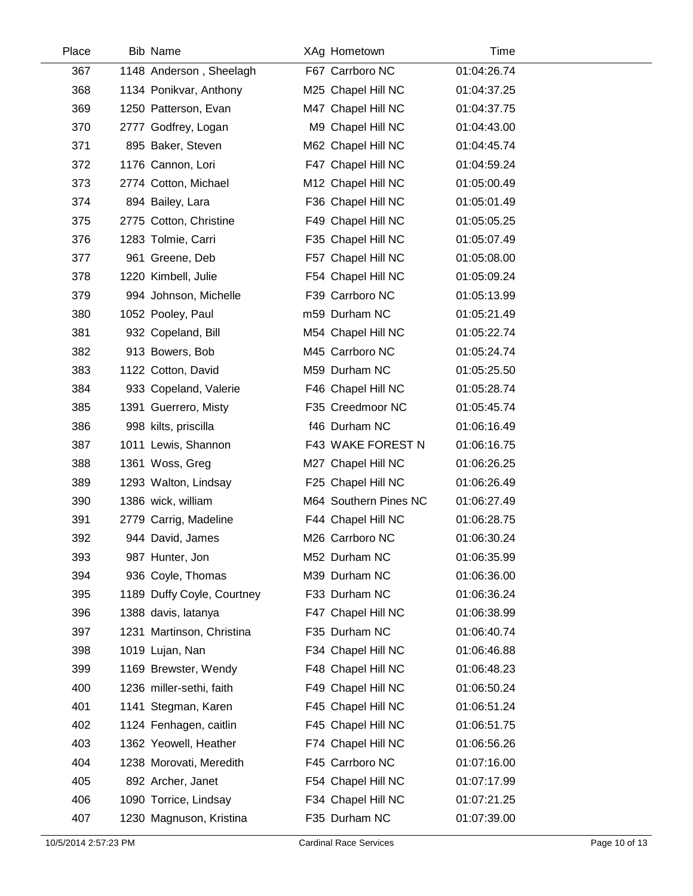| Place | Bib | Name | XAg | Hometown | Time |
|---|---|---|---|---|---|
| 367 | 1148 | Anderson , Sheelagh | F67 | Carrboro NC | 01:04:26.74 |
| 368 | 1134 | Ponikvar, Anthony | M25 | Chapel Hill NC | 01:04:37.25 |
| 369 | 1250 | Patterson, Evan | M47 | Chapel Hill NC | 01:04:37.75 |
| 370 | 2777 | Godfrey, Logan | M9 | Chapel Hill NC | 01:04:43.00 |
| 371 | 895 | Baker, Steven | M62 | Chapel Hill NC | 01:04:45.74 |
| 372 | 1176 | Cannon, Lori | F47 | Chapel Hill NC | 01:04:59.24 |
| 373 | 2774 | Cotton, Michael | M12 | Chapel Hill NC | 01:05:00.49 |
| 374 | 894 | Bailey, Lara | F36 | Chapel Hill NC | 01:05:01.49 |
| 375 | 2775 | Cotton, Christine | F49 | Chapel Hill NC | 01:05:05.25 |
| 376 | 1283 | Tolmie, Carri | F35 | Chapel Hill NC | 01:05:07.49 |
| 377 | 961 | Greene, Deb | F57 | Chapel Hill NC | 01:05:08.00 |
| 378 | 1220 | Kimbell, Julie | F54 | Chapel Hill NC | 01:05:09.24 |
| 379 | 994 | Johnson, Michelle | F39 | Carrboro NC | 01:05:13.99 |
| 380 | 1052 | Pooley, Paul | m59 | Durham NC | 01:05:21.49 |
| 381 | 932 | Copeland, Bill | M54 | Chapel Hill NC | 01:05:22.74 |
| 382 | 913 | Bowers, Bob | M45 | Carrboro NC | 01:05:24.74 |
| 383 | 1122 | Cotton, David | M59 | Durham NC | 01:05:25.50 |
| 384 | 933 | Copeland, Valerie | F46 | Chapel Hill NC | 01:05:28.74 |
| 385 | 1391 | Guerrero, Misty | F35 | Creedmoor NC | 01:05:45.74 |
| 386 | 998 | kilts, priscilla | f46 | Durham NC | 01:06:16.49 |
| 387 | 1011 | Lewis, Shannon | F43 | WAKE FOREST N | 01:06:16.75 |
| 388 | 1361 | Woss, Greg | M27 | Chapel Hill NC | 01:06:26.25 |
| 389 | 1293 | Walton, Lindsay | F25 | Chapel Hill NC | 01:06:26.49 |
| 390 | 1386 | wick, william | M64 | Southern Pines NC | 01:06:27.49 |
| 391 | 2779 | Carrig, Madeline | F44 | Chapel Hill NC | 01:06:28.75 |
| 392 | 944 | David, James | M26 | Carrboro NC | 01:06:30.24 |
| 393 | 987 | Hunter, Jon | M52 | Durham NC | 01:06:35.99 |
| 394 | 936 | Coyle, Thomas | M39 | Durham NC | 01:06:36.00 |
| 395 | 1189 | Duffy Coyle, Courtney | F33 | Durham NC | 01:06:36.24 |
| 396 | 1388 | davis, latanya | F47 | Chapel Hill NC | 01:06:38.99 |
| 397 | 1231 | Martinson, Christina | F35 | Durham NC | 01:06:40.74 |
| 398 | 1019 | Lujan, Nan | F34 | Chapel Hill NC | 01:06:46.88 |
| 399 | 1169 | Brewster, Wendy | F48 | Chapel Hill NC | 01:06:48.23 |
| 400 | 1236 | miller-sethi, faith | F49 | Chapel Hill NC | 01:06:50.24 |
| 401 | 1141 | Stegman, Karen | F45 | Chapel Hill NC | 01:06:51.24 |
| 402 | 1124 | Fenhagen, caitlin | F45 | Chapel Hill NC | 01:06:51.75 |
| 403 | 1362 | Yeowell, Heather | F74 | Chapel Hill NC | 01:06:56.26 |
| 404 | 1238 | Morovati, Meredith | F45 | Carrboro NC | 01:07:16.00 |
| 405 | 892 | Archer, Janet | F54 | Chapel Hill NC | 01:07:17.99 |
| 406 | 1090 | Torrice, Lindsay | F34 | Chapel Hill NC | 01:07:21.25 |
| 407 | 1230 | Magnuson, Kristina | F35 | Durham NC | 01:07:39.00 |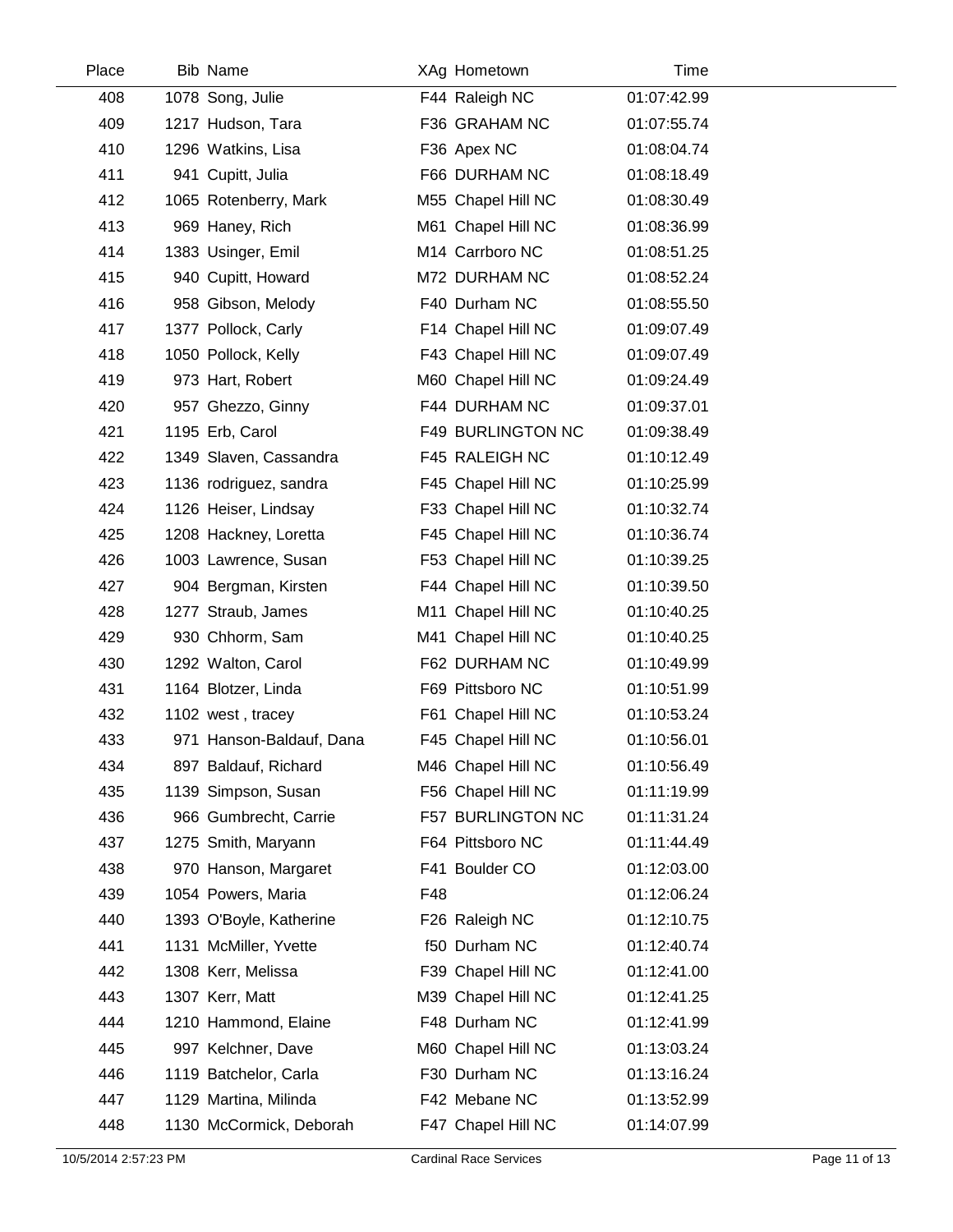| Place | Bib | Name | XAg | Hometown | Time |
|---|---|---|---|---|---|
| 408 | 1078 | Song, Julie | F44 | Raleigh NC | 01:07:42.99 |
| 409 | 1217 | Hudson, Tara | F36 | GRAHAM NC | 01:07:55.74 |
| 410 | 1296 | Watkins, Lisa | F36 | Apex NC | 01:08:04.74 |
| 411 | 941 | Cupitt, Julia | F66 | DURHAM NC | 01:08:18.49 |
| 412 | 1065 | Rotenberry, Mark | M55 | Chapel Hill NC | 01:08:30.49 |
| 413 | 969 | Haney, Rich | M61 | Chapel Hill NC | 01:08:36.99 |
| 414 | 1383 | Usinger, Emil | M14 | Carrboro NC | 01:08:51.25 |
| 415 | 940 | Cupitt, Howard | M72 | DURHAM NC | 01:08:52.24 |
| 416 | 958 | Gibson, Melody | F40 | Durham NC | 01:08:55.50 |
| 417 | 1377 | Pollock, Carly | F14 | Chapel Hill NC | 01:09:07.49 |
| 418 | 1050 | Pollock, Kelly | F43 | Chapel Hill NC | 01:09:07.49 |
| 419 | 973 | Hart, Robert | M60 | Chapel Hill NC | 01:09:24.49 |
| 420 | 957 | Ghezzo, Ginny | F44 | DURHAM NC | 01:09:37.01 |
| 421 | 1195 | Erb, Carol | F49 | BURLINGTON NC | 01:09:38.49 |
| 422 | 1349 | Slaven, Cassandra | F45 | RALEIGH NC | 01:10:12.49 |
| 423 | 1136 | rodriguez, sandra | F45 | Chapel Hill NC | 01:10:25.99 |
| 424 | 1126 | Heiser, Lindsay | F33 | Chapel Hill NC | 01:10:32.74 |
| 425 | 1208 | Hackney, Loretta | F45 | Chapel Hill NC | 01:10:36.74 |
| 426 | 1003 | Lawrence, Susan | F53 | Chapel Hill NC | 01:10:39.25 |
| 427 | 904 | Bergman, Kirsten | F44 | Chapel Hill NC | 01:10:39.50 |
| 428 | 1277 | Straub, James | M11 | Chapel Hill NC | 01:10:40.25 |
| 429 | 930 | Chhorm, Sam | M41 | Chapel Hill NC | 01:10:40.25 |
| 430 | 1292 | Walton, Carol | F62 | DURHAM NC | 01:10:49.99 |
| 431 | 1164 | Blotzer, Linda | F69 | Pittsboro NC | 01:10:51.99 |
| 432 | 1102 | west , tracey | F61 | Chapel Hill NC | 01:10:53.24 |
| 433 | 971 | Hanson-Baldauf, Dana | F45 | Chapel Hill NC | 01:10:56.01 |
| 434 | 897 | Baldauf, Richard | M46 | Chapel Hill NC | 01:10:56.49 |
| 435 | 1139 | Simpson, Susan | F56 | Chapel Hill NC | 01:11:19.99 |
| 436 | 966 | Gumbrecht, Carrie | F57 | BURLINGTON NC | 01:11:31.24 |
| 437 | 1275 | Smith, Maryann | F64 | Pittsboro NC | 01:11:44.49 |
| 438 | 970 | Hanson, Margaret | F41 | Boulder CO | 01:12:03.00 |
| 439 | 1054 | Powers, Maria | F48 | | 01:12:06.24 |
| 440 | 1393 | O'Boyle, Katherine | F26 | Raleigh NC | 01:12:10.75 |
| 441 | 1131 | McMiller, Yvette | f50 | Durham NC | 01:12:40.74 |
| 442 | 1308 | Kerr, Melissa | F39 | Chapel Hill NC | 01:12:41.00 |
| 443 | 1307 | Kerr, Matt | M39 | Chapel Hill NC | 01:12:41.25 |
| 444 | 1210 | Hammond, Elaine | F48 | Durham NC | 01:12:41.99 |
| 445 | 997 | Kelchner, Dave | M60 | Chapel Hill NC | 01:13:03.24 |
| 446 | 1119 | Batchelor, Carla | F30 | Durham NC | 01:13:16.24 |
| 447 | 1129 | Martina, Milinda | F42 | Mebane NC | 01:13:52.99 |
| 448 | 1130 | McCormick, Deborah | F47 | Chapel Hill NC | 01:14:07.99 |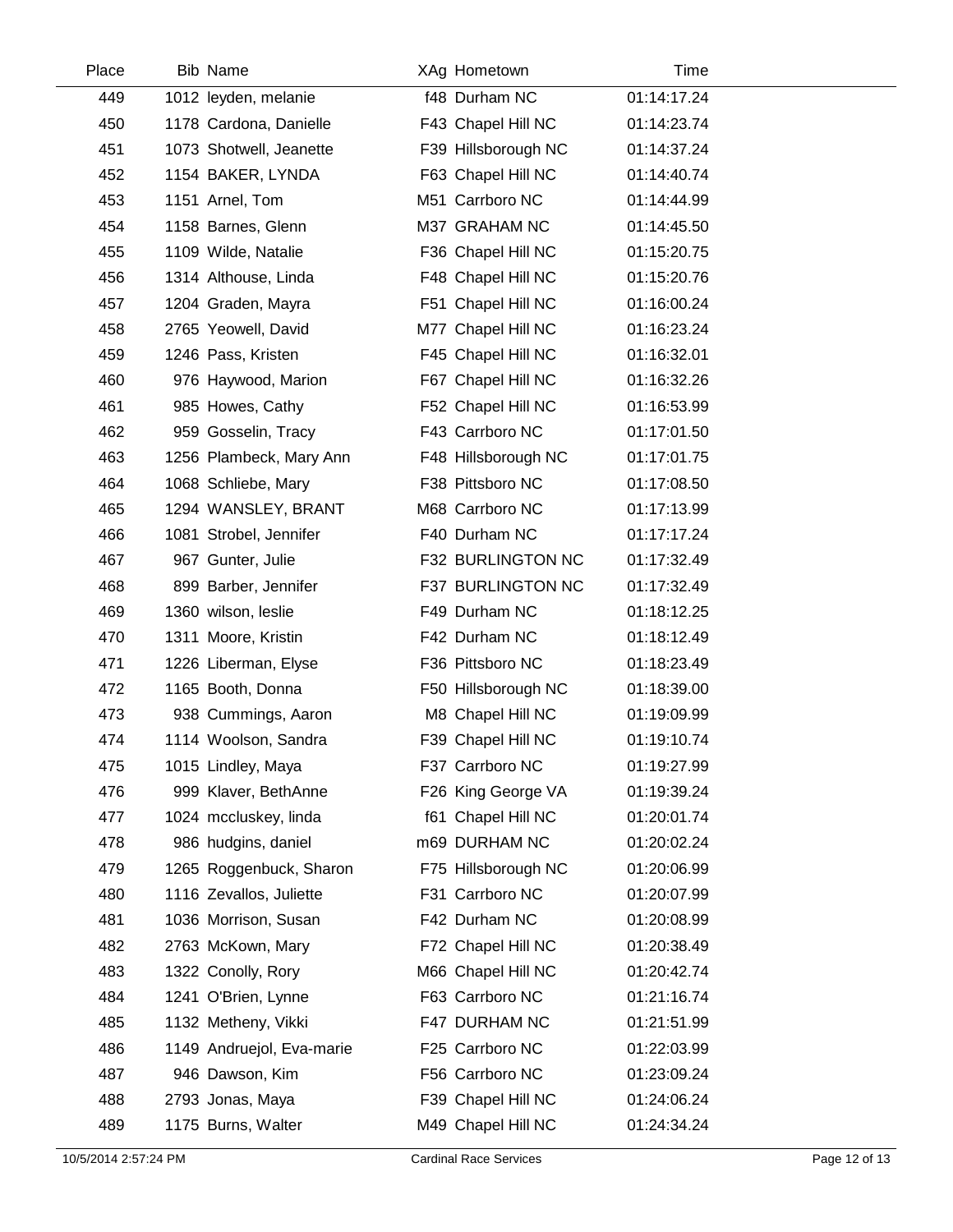| Place | Bib | Name | XAg | Hometown | Time |
|---|---|---|---|---|---|
| 449 | 1012 | leyden, melanie | f48 | Durham NC | 01:14:17.24 |
| 450 | 1178 | Cardona, Danielle | F43 | Chapel Hill NC | 01:14:23.74 |
| 451 | 1073 | Shotwell, Jeanette | F39 | Hillsborough NC | 01:14:37.24 |
| 452 | 1154 | BAKER, LYNDA | F63 | Chapel Hill NC | 01:14:40.74 |
| 453 | 1151 | Arnel, Tom | M51 | Carrboro NC | 01:14:44.99 |
| 454 | 1158 | Barnes, Glenn | M37 | GRAHAM NC | 01:14:45.50 |
| 455 | 1109 | Wilde, Natalie | F36 | Chapel Hill NC | 01:15:20.75 |
| 456 | 1314 | Althouse, Linda | F48 | Chapel Hill NC | 01:15:20.76 |
| 457 | 1204 | Graden, Mayra | F51 | Chapel Hill NC | 01:16:00.24 |
| 458 | 2765 | Yeowell, David | M77 | Chapel Hill NC | 01:16:23.24 |
| 459 | 1246 | Pass, Kristen | F45 | Chapel Hill NC | 01:16:32.01 |
| 460 | 976 | Haywood, Marion | F67 | Chapel Hill NC | 01:16:32.26 |
| 461 | 985 | Howes, Cathy | F52 | Chapel Hill NC | 01:16:53.99 |
| 462 | 959 | Gosselin, Tracy | F43 | Carrboro NC | 01:17:01.50 |
| 463 | 1256 | Plambeck, Mary Ann | F48 | Hillsborough NC | 01:17:01.75 |
| 464 | 1068 | Schliebe, Mary | F38 | Pittsboro NC | 01:17:08.50 |
| 465 | 1294 | WANSLEY, BRANT | M68 | Carrboro NC | 01:17:13.99 |
| 466 | 1081 | Strobel, Jennifer | F40 | Durham NC | 01:17:17.24 |
| 467 | 967 | Gunter, Julie | F32 | BURLINGTON NC | 01:17:32.49 |
| 468 | 899 | Barber, Jennifer | F37 | BURLINGTON NC | 01:17:32.49 |
| 469 | 1360 | wilson, leslie | F49 | Durham NC | 01:18:12.25 |
| 470 | 1311 | Moore, Kristin | F42 | Durham NC | 01:18:12.49 |
| 471 | 1226 | Liberman, Elyse | F36 | Pittsboro NC | 01:18:23.49 |
| 472 | 1165 | Booth, Donna | F50 | Hillsborough NC | 01:18:39.00 |
| 473 | 938 | Cummings, Aaron | M8 | Chapel Hill NC | 01:19:09.99 |
| 474 | 1114 | Woolson, Sandra | F39 | Chapel Hill NC | 01:19:10.74 |
| 475 | 1015 | Lindley, Maya | F37 | Carrboro NC | 01:19:27.99 |
| 476 | 999 | Klaver, BethAnne | F26 | King George VA | 01:19:39.24 |
| 477 | 1024 | mccluskey, linda | f61 | Chapel Hill NC | 01:20:01.74 |
| 478 | 986 | hudgins, daniel | m69 | DURHAM NC | 01:20:02.24 |
| 479 | 1265 | Roggenbuck, Sharon | F75 | Hillsborough NC | 01:20:06.99 |
| 480 | 1116 | Zevallos, Juliette | F31 | Carrboro NC | 01:20:07.99 |
| 481 | 1036 | Morrison, Susan | F42 | Durham NC | 01:20:08.99 |
| 482 | 2763 | McKown, Mary | F72 | Chapel Hill NC | 01:20:38.49 |
| 483 | 1322 | Conolly, Rory | M66 | Chapel Hill NC | 01:20:42.74 |
| 484 | 1241 | O'Brien, Lynne | F63 | Carrboro NC | 01:21:16.74 |
| 485 | 1132 | Metheny, Vikki | F47 | DURHAM NC | 01:21:51.99 |
| 486 | 1149 | Andruejol, Eva-marie | F25 | Carrboro NC | 01:22:03.99 |
| 487 | 946 | Dawson, Kim | F56 | Carrboro NC | 01:23:09.24 |
| 488 | 2793 | Jonas, Maya | F39 | Chapel Hill NC | 01:24:06.24 |
| 489 | 1175 | Burns, Walter | M49 | Chapel Hill NC | 01:24:34.24 |

10/5/2014 2:57:24 PM — Cardinal Race Services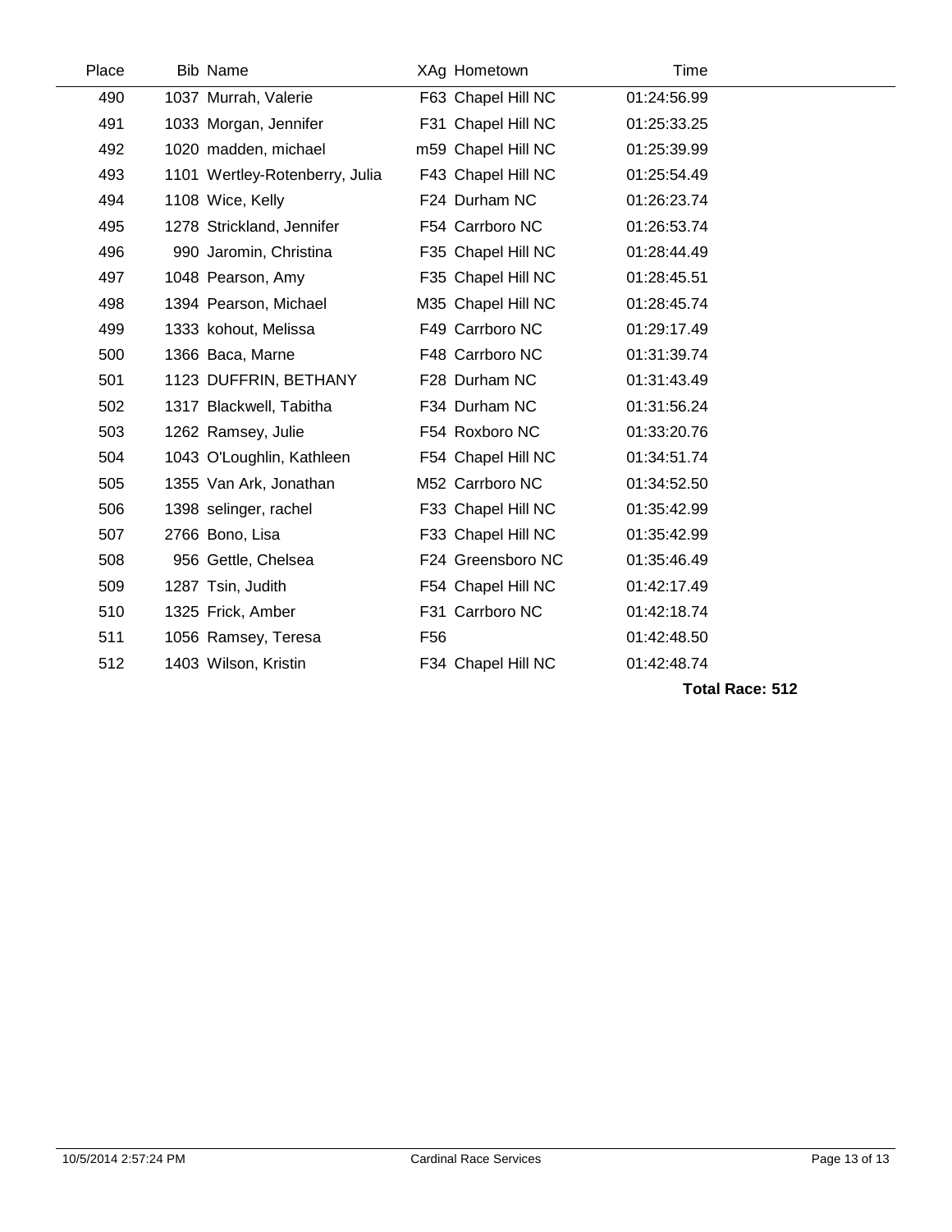| Place | Bib | Name | XAg | Hometown | Time |
|---|---|---|---|---|---|
| 490 | 1037 | Murrah, Valerie | F63 | Chapel Hill NC | 01:24:56.99 |
| 491 | 1033 | Morgan, Jennifer | F31 | Chapel Hill NC | 01:25:33.25 |
| 492 | 1020 | madden, michael | m59 | Chapel Hill NC | 01:25:39.99 |
| 493 | 1101 | Wertley-Rotenberry, Julia | F43 | Chapel Hill NC | 01:25:54.49 |
| 494 | 1108 | Wice, Kelly | F24 | Durham NC | 01:26:23.74 |
| 495 | 1278 | Strickland, Jennifer | F54 | Carrboro NC | 01:26:53.74 |
| 496 | 990 | Jaromin, Christina | F35 | Chapel Hill NC | 01:28:44.49 |
| 497 | 1048 | Pearson, Amy | F35 | Chapel Hill NC | 01:28:45.51 |
| 498 | 1394 | Pearson, Michael | M35 | Chapel Hill NC | 01:28:45.74 |
| 499 | 1333 | kohout, Melissa | F49 | Carrboro NC | 01:29:17.49 |
| 500 | 1366 | Baca, Marne | F48 | Carrboro NC | 01:31:39.74 |
| 501 | 1123 | DUFFRIN, BETHANY | F28 | Durham NC | 01:31:43.49 |
| 502 | 1317 | Blackwell, Tabitha | F34 | Durham NC | 01:31:56.24 |
| 503 | 1262 | Ramsey, Julie | F54 | Roxboro NC | 01:33:20.76 |
| 504 | 1043 | O'Loughlin, Kathleen | F54 | Chapel Hill NC | 01:34:51.74 |
| 505 | 1355 | Van Ark, Jonathan | M52 | Carrboro NC | 01:34:52.50 |
| 506 | 1398 | selinger, rachel | F33 | Chapel Hill NC | 01:35:42.99 |
| 507 | 2766 | Bono, Lisa | F33 | Chapel Hill NC | 01:35:42.99 |
| 508 | 956 | Gettle, Chelsea | F24 | Greensboro NC | 01:35:46.49 |
| 509 | 1287 | Tsin, Judith | F54 | Chapel Hill NC | 01:42:17.49 |
| 510 | 1325 | Frick, Amber | F31 | Carrboro NC | 01:42:18.74 |
| 511 | 1056 | Ramsey, Teresa | F56 | | 01:42:48.50 |
| 512 | 1403 | Wilson, Kristin | F34 | Chapel Hill NC | 01:42:48.74 |

**Total Race: 512**